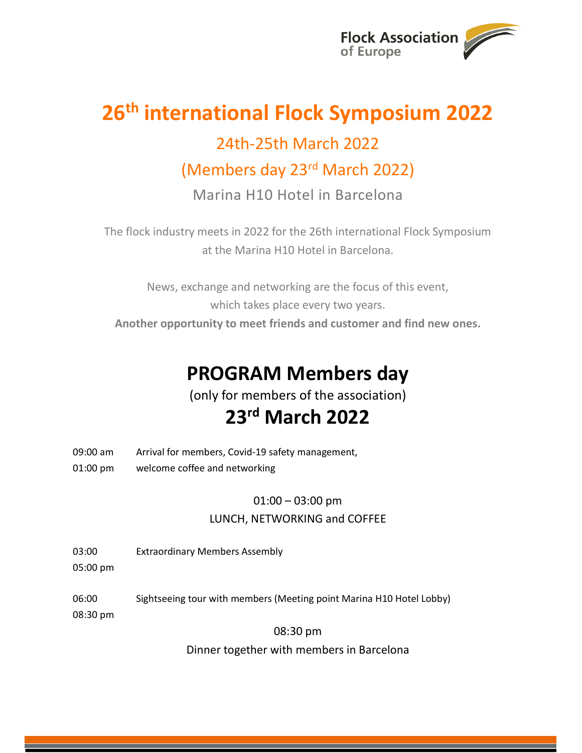Flock Association of Europe

# 26th international Flock Symposium 2022

## 24th-25th March 2022

## (Members day 23rd March 2022)

### Marina H10 Hotel in Barcelona

The flock industry meets in 2022 for the 26th international Flock Symposium at the Marina H10 Hotel in Barcelona.

News, exchange and networking are the focus of this event, which takes place every two years.

**Another opportunity to meet friends and customer and find new ones.**

# PROGRAM Members day

(only for members of the association)

## 23rd March 2022

| | |
|---|---|
| 09:00 am<br>01:00 pm | Arrival for members, Covid-19 safety management, welcome coffee and networking |

01:00 – 03:00 pm
LUNCH, NETWORKING and COFFEE

| | |
|---|---|
| 03:00<br>05:00 pm | Extraordinary Members Assembly |
| 06:00<br>08:30 pm | Sightseeing tour with members (Meeting point Marina H10 Hotel Lobby) |

08:30 pm
Dinner together with members in Barcelona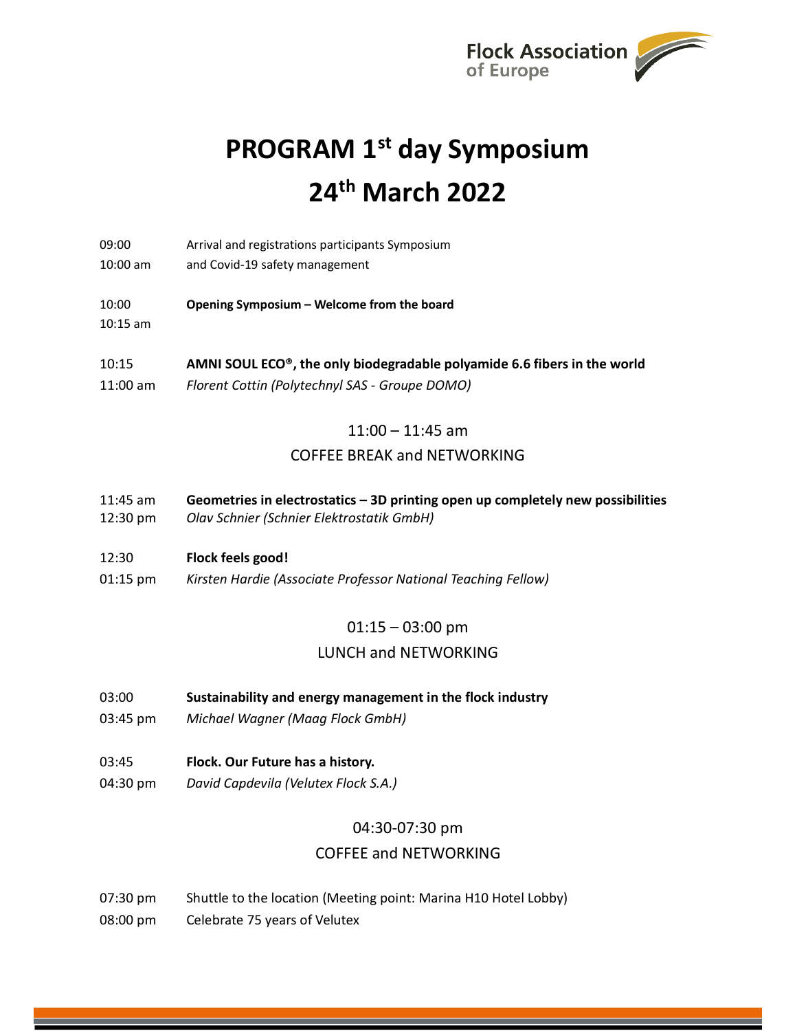Flock Association of Europe

# PROGRAM 1st day Symposium

# 24th March 2022

09:00
10:00 am
Arrival and registrations participants Symposium and Covid-19 safety management

10:00
10:15 am
**Opening Symposium – Welcome from the board**

10:15
11:00 am
**AMNI SOUL ECO®, the only biodegradable polyamide 6.6 fibers in the world**
*Florent Cottin (Polytechnyl SAS - Groupe DOMO)*

11:00 – 11:45 am
COFFEE BREAK and NETWORKING

11:45 am
12:30 pm
**Geometries in electrostatics – 3D printing open up completely new possibilities**
*Olav Schnier (Schnier Elektrostatik GmbH)*

12:30
01:15 pm
**Flock feels good!**
*Kirsten Hardie (Associate Professor National Teaching Fellow)*

01:15 – 03:00 pm
LUNCH and NETWORKING

03:00
03:45 pm
**Sustainability and energy management in the flock industry**
*Michael Wagner (Maag Flock GmbH)*

03:45
04:30 pm
**Flock. Our Future has a history.**
*David Capdevila (Velutex Flock S.A.)*

04:30-07:30 pm
COFFEE and NETWORKING

07:30 pm Shuttle to the location (Meeting point: Marina H10 Hotel Lobby)

08:00 pm Celebrate 75 years of Velutex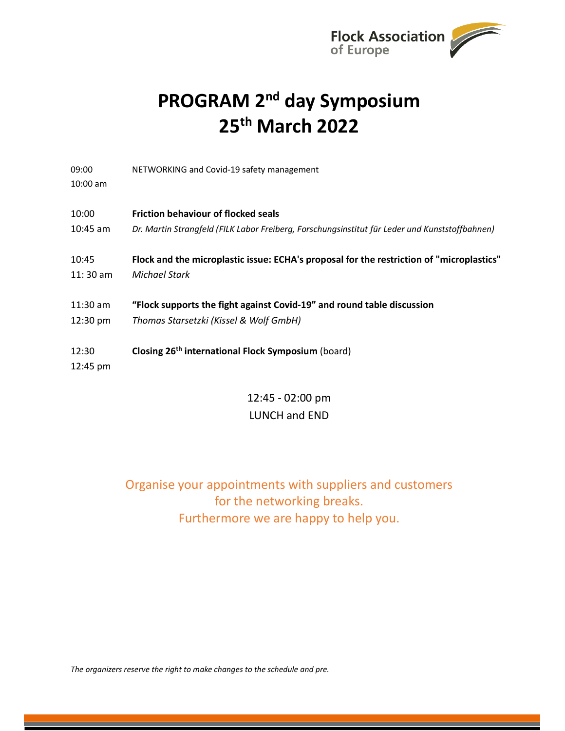Flock Association of Europe

# PROGRAM 2nd day Symposium 25th March 2022

09:00
10:00 am NETWORKING and Covid-19 safety management

10:00
10:45 am **Friction behaviour of flocked seals**
*Dr. Martin Strangfeld (FILK Labor Freiberg, Forschungsinstitut für Leder und Kunststoffbahnen)*

10:45
11: 30 am **Flock and the microplastic issue: ECHA's proposal for the restriction of "microplastics"**
*Michael Stark*

11:30 am
12:30 pm **"Flock supports the fight against Covid-19" and round table discussion**
*Thomas Starsetzki (Kissel & Wolf GmbH)*

12:30
12:45 pm **Closing 26th international Flock Symposium** (board)

12:45 - 02:00 pm
LUNCH and END

Organise your appointments with suppliers and customers
for the networking breaks.
Furthermore we are happy to help you.

*The organizers reserve the right to make changes to the schedule and pre.*